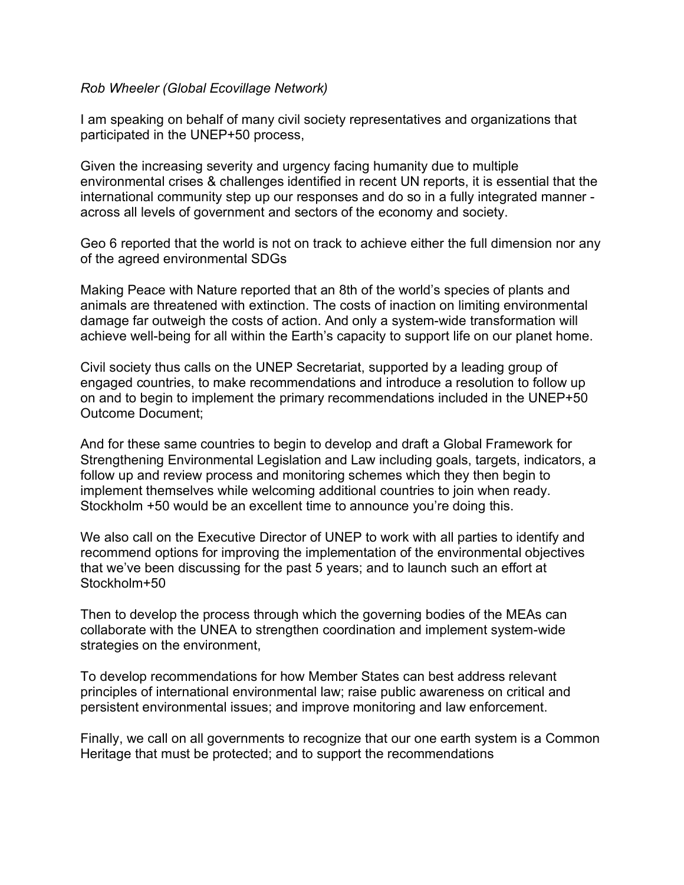*Rob Wheeler (Global Ecovillage Network)*

I am speaking on behalf of many civil society representatives and organizations that participated in the UNEP+50 process,

Given the increasing severity and urgency facing humanity due to multiple environmental crises & challenges identified in recent UN reports, it is essential that the international community step up our responses and do so in a fully integrated manner - across all levels of government and sectors of the economy and society.

Geo 6 reported that the world is not on track to achieve either the full dimension nor any of the agreed environmental SDGs

Making Peace with Nature reported that an 8th of the world's species of plants and animals are threatened with extinction. The costs of inaction on limiting environmental damage far outweigh the costs of action. And only a system-wide transformation will achieve well-being for all within the Earth's capacity to support life on our planet home.

Civil society thus calls on the UNEP Secretariat, supported by a leading group of engaged countries, to make recommendations and introduce a resolution to follow up on and to begin to implement the primary recommendations included in the UNEP+50 Outcome Document;

And for these same countries to begin to develop and draft a Global Framework for Strengthening Environmental Legislation and Law including goals, targets, indicators, a follow up and review process and monitoring schemes which they then begin to implement themselves while welcoming additional countries to join when ready. Stockholm +50 would be an excellent time to announce you're doing this.

We also call on the Executive Director of UNEP to work with all parties to identify and recommend options for improving the implementation of the environmental objectives that we've been discussing for the past 5 years; and to launch such an effort at Stockholm+50

Then to develop the process through which the governing bodies of the MEAs can collaborate with the UNEA to strengthen coordination and implement system-wide strategies on the environment,

To develop recommendations for how Member States can best address relevant principles of international environmental law; raise public awareness on critical and persistent environmental issues; and improve monitoring and law enforcement.

Finally, we call on all governments to recognize that our one earth system is a Common Heritage that must be protected; and to support the recommendations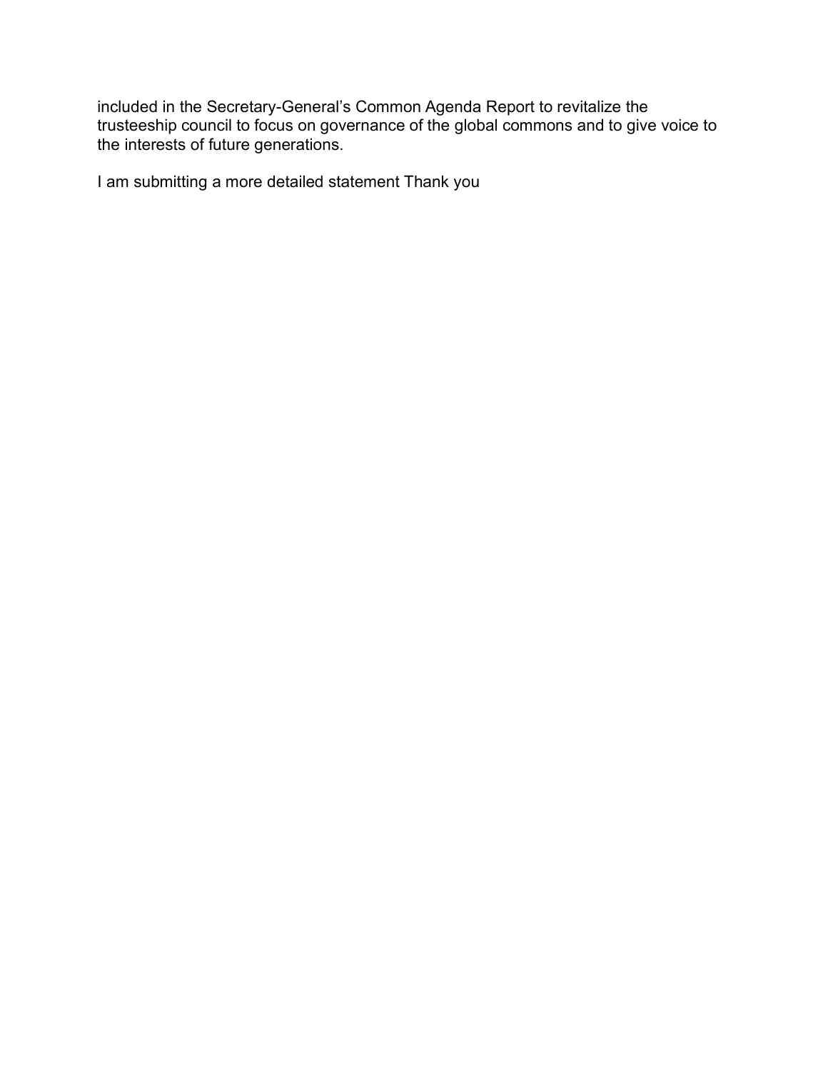included in the Secretary-General's Common Agenda Report to revitalize the trusteeship council to focus on governance of the global commons and to give voice to the interests of future generations.

I am submitting a more detailed statement Thank you